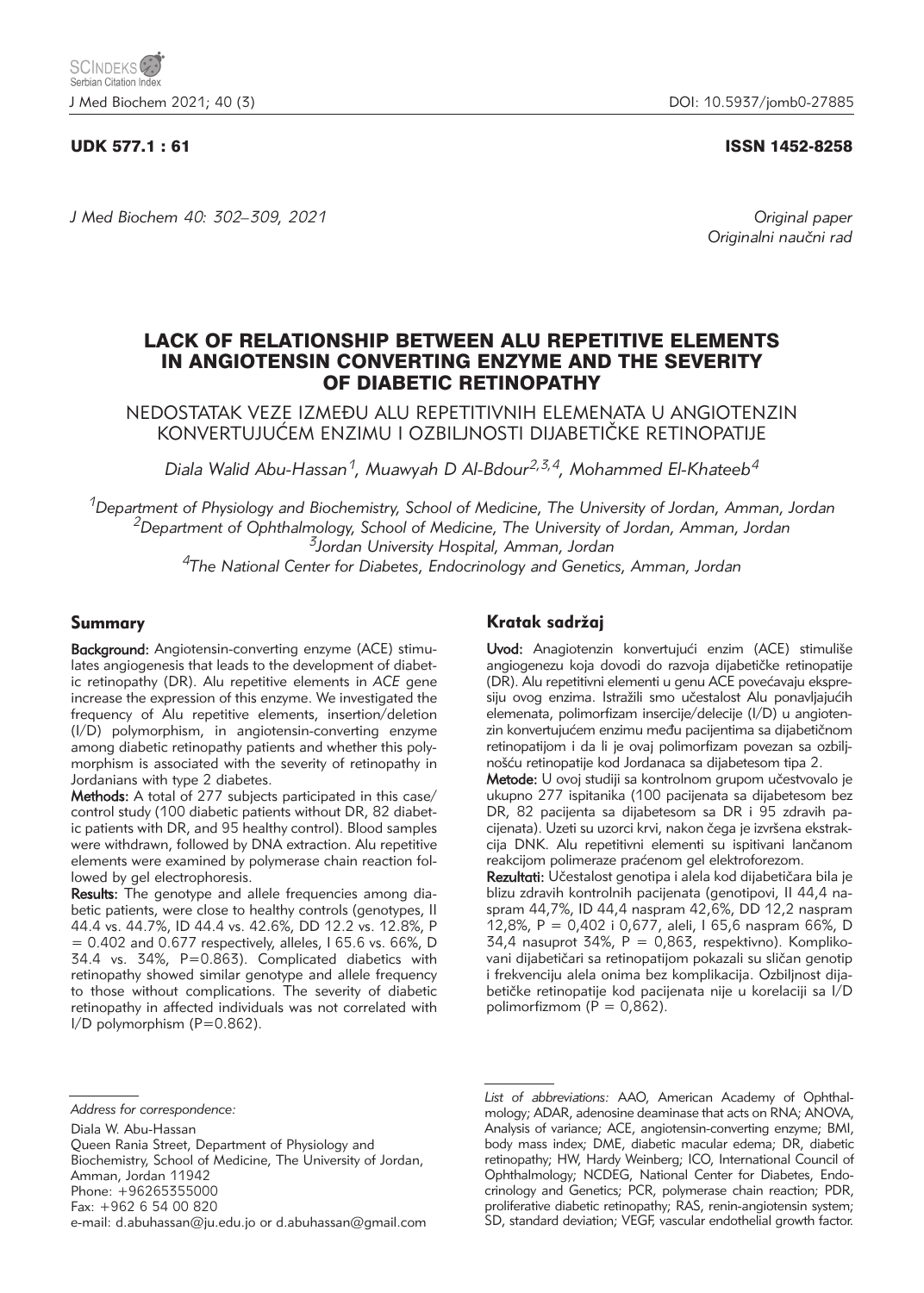UDK 577.1 : 61

ISSN 1452-8258

Original paper
Originalni naučni rad

# LACK OF RELATIONSHIP BETWEEN ALU REPETITIVE ELEMENTS IN ANGIOTENSIN CONVERTING ENZYME AND THE SEVERITY OF DIABETIC RETINOPATHY

## NEDOSTATAK VEZE IZMEĐU ALU REPETITIVNIH ELEMENATA U ANGIOTENZIN KONVERTUJUĆEM ENZIMU I OZBILJNOSTI DIJABETIČKE RETINOPATIJE

*Diala Walid Abu-Hassan[1], Muawyah D Al-Bdour[2,3,4], Mohammed El-Khateeb[4]*

[1]*Department of Physiology and Biochemistry, School of Medicine, The University of Jordan, Amman, Jordan*
[2]*Department of Ophthalmology, School of Medicine, The University of Jordan, Amman, Jordan*
[3]*Jordan University Hospital, Amman, Jordan*
[4]*The National Center for Diabetes, Endocrinology and Genetics, Amman, Jordan*

## Summary

**Background:** Angiotensin-converting enzyme (ACE) stimulates angiogenesis that leads to the development of diabetic retinopathy (DR). Alu repetitive elements in *ACE* gene increase the expression of this enzyme. We investigated the frequency of Alu repetitive elements, insertion/deletion (I/D) polymorphism, in angiotensin-converting enzyme among diabetic retinopathy patients and whether this polymorphism is associated with the severity of retinopathy in Jordanians with type 2 diabetes.

**Methods:** A total of 277 subjects participated in this case/control study (100 diabetic patients without DR, 82 diabetic patients with DR, and 95 healthy control). Blood samples were withdrawn, followed by DNA extraction. Alu repetitive elements were examined by polymerase chain reaction followed by gel electrophoresis.

**Results:** The genotype and allele frequencies among diabetic patients, were close to healthy controls (genotypes, II 44.4 vs. 44.7%, ID 44.4 vs. 42.6%, DD 12.2 vs. 12.8%, P = 0.402 and 0.677 respectively, alleles, I 65.6 vs. 66%, D 34.4 vs. 34%, P=0.863). Complicated diabetics with retinopathy showed similar genotype and allele frequency to those without complications. The severity of diabetic retinopathy in affected individuals was not correlated with I/D polymorphism (P=0.862).

## Kratak sadržaj

**Uvod:** Anagiotenzin konvertujući enzim (ACE) stimuliše angiogenezu koja dovodi do razvoja dijabetičke retinopatije (DR). Alu repetitivni elementi u genu ACE povećavaju ekspresiju ovog enzima. Istražili smo učestalost Alu ponavljajućih elemenata, polimorfizam insercije/delecije (I/D) u angiotenzin konvertujućem enzimu među pacijentima sa dijabetičnom retinopatijom i da li je ovaj polimorfizam povezan sa ozbiljnošću retinopatije kod Jordanaca sa dijabetesom tipa 2.

**Metode:** U ovoj studiji sa kontrolnom grupom učestvovalo je ukupno 277 ispitanika (100 pacijenata sa dijabetesom bez DR, 82 pacijenta sa dijabetesom sa DR i 95 zdravih pacijenata). Uzeti su uzorci krvi, nakon čega je izvršena ekstrakcija DNK. Alu repetitivni elementi su ispitivani lančanom reakcijom polimeraze praćenom gel elektroforezom.

**Rezultati:** Učestalost genotipa i alela kod dijabetičara bila je blizu zdravih kontrolnih pacijenata (genotipovi, II 44,4 naspram 44,7%, ID 44,4 naspram 42,6%, DD 12,2 naspram 12,8%, P = 0,402 i 0,677, aleli, I 65,6 naspram 66%, D 34,4 nasuprot 34%, P = 0,863, respektivno). Komplikovani dijabetičari sa retinopatijom pokazali su sličan genotip i frekvenciju alela onima bez komplikacija. Ozbiljnost dijabetičke retinopatije kod pacijenata nije u korelaciji sa I/D polimorfizmom (P = 0,862).

*Address for correspondence:*

Diala W. Abu-Hassan
Queen Rania Street, Department of Physiology and Biochemistry, School of Medicine, The University of Jordan, Amman, Jordan 11942
Phone: +96265355000
Fax: +962 6 54 00 820
e-mail: d.abuhassan@ju.edu.jo or d.abuhassan@gmail.com

*List of abbreviations:* AAO, American Academy of Ophthalmology; ADAR, adenosine deaminase that acts on RNA; ANOVA, Analysis of variance; ACE, angiotensin-converting enzyme; BMI, body mass index; DME, diabetic macular edema; DR, diabetic retinopathy; HW, Hardy Weinberg; ICO, International Council of Ophthalmology; NCDEG, National Center for Diabetes, Endocrinology and Genetics; PCR, polymerase chain reaction; PDR, proliferative diabetic retinopathy; RAS, renin-angiotensin system; SD, standard deviation; VEGF, vascular endothelial growth factor.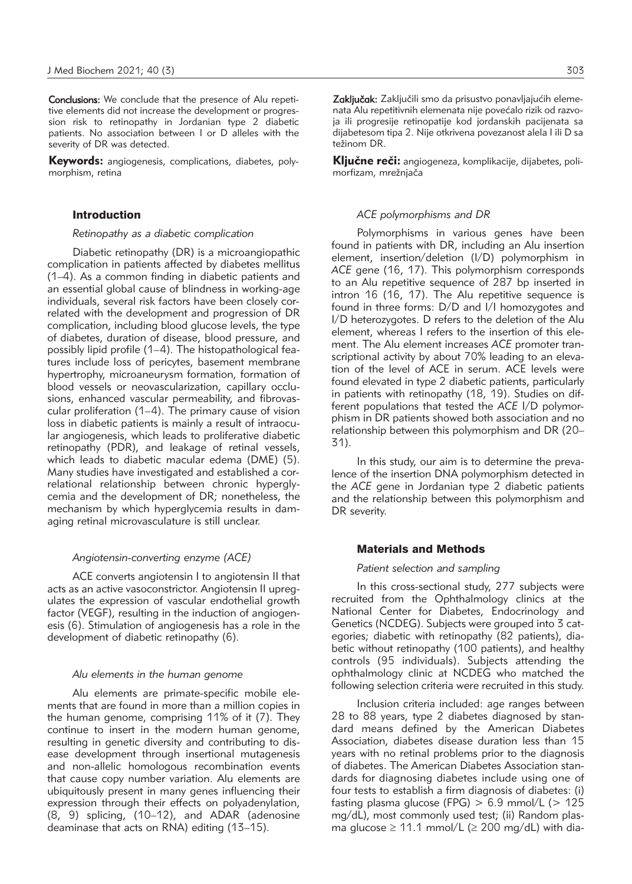**Conclusions:** We conclude that the presence of Alu repetitive elements did not increase the development or progression risk to retinopathy in Jordanian type 2 diabetic patients. No association between I or D alleles with the severity of DR was detected.

**Keywords:** angiogenesis, complications, diabetes, polymorphism, retina

**Zaključak:** Zaključili smo da prisustvo ponavljajućih elemenata Alu repetitivnih elemenata nije povećalo rizik od razvoja ili progresije retinopatije kod jordanskih pacijenata sa dijabetesom tipa 2. Nije otkrivena povezanost alela I ili D sa težinom DR.

**Ključne reči:** angiogeneza, komplikacije, dijabetes, polimorfizam, mrežnjača

## Introduction

### *Retinopathy as a diabetic complication*

Diabetic retinopathy (DR) is a microangiopathic complication in patients affected by diabetes mellitus (1–4). As a common finding in diabetic patients and an essential global cause of blindness in working-age individuals, several risk factors have been closely correlated with the development and progression of DR complication, including blood glucose levels, the type of diabetes, duration of disease, blood pressure, and possibly lipid profile (1–4). The histopathological features include loss of pericytes, basement membrane hypertrophy, microaneurysm formation, formation of blood vessels or neovascularization, capillary occlusions, enhanced vascular permeability, and fibrovascular proliferation (1–4). The primary cause of vision loss in diabetic patients is mainly a result of intraocular angiogenesis, which leads to proliferative diabetic retinopathy (PDR), and leakage of retinal vessels, which leads to diabetic macular edema (DME) (5). Many studies have investigated and established a correlational relationship between chronic hyperglycemia and the development of DR; nonetheless, the mechanism by which hyperglycemia results in damaging retinal microvasculature is still unclear.

### *Angiotensin-converting enzyme (ACE)*

ACE converts angiotensin I to angiotensin II that acts as an active vasoconstrictor. Angiotensin II upregulates the expression of vascular endothelial growth factor (VEGF), resulting in the induction of angiogenesis (6). Stimulation of angiogenesis has a role in the development of diabetic retinopathy (6).

### *Alu elements in the human genome*

Alu elements are primate-specific mobile elements that are found in more than a million copies in the human genome, comprising 11% of it (7). They continue to insert in the modern human genome, resulting in genetic diversity and contributing to disease development through insertional mutagenesis and non-allelic homologous recombination events that cause copy number variation. Alu elements are ubiquitously present in many genes influencing their expression through their effects on polyadenylation, (8, 9) splicing, (10–12), and ADAR (adenosine deaminase that acts on RNA) editing (13–15).

### *ACE polymorphisms and DR*

Polymorphisms in various genes have been found in patients with DR, including an Alu insertion element, insertion/deletion (I/D) polymorphism in *ACE* gene (16, 17). This polymorphism corresponds to an Alu repetitive sequence of 287 bp inserted in intron 16 (16, 17). The Alu repetitive sequence is found in three forms: D/D and I/I homozygotes and I/D heterozygotes. D refers to the deletion of the Alu element, whereas I refers to the insertion of this element. The Alu element increases *ACE* promoter transcriptional activity by about 70% leading to an elevation of the level of ACE in serum. ACE levels were found elevated in type 2 diabetic patients, particularly in patients with retinopathy (18, 19). Studies on different populations that tested the *ACE* I/D polymorphism in DR patients showed both association and no relationship between this polymorphism and DR (20–31).

In this study, our aim is to determine the prevalence of the insertion DNA polymorphism detected in the *ACE* gene in Jordanian type 2 diabetic patients and the relationship between this polymorphism and DR severity.

## Materials and Methods

### *Patient selection and sampling*

In this cross-sectional study, 277 subjects were recruited from the Ophthalmology clinics at the National Center for Diabetes, Endocrinology and Genetics (NCDEG). Subjects were grouped into 3 categories; diabetic with retinopathy (82 patients), diabetic without retinopathy (100 patients), and healthy controls (95 individuals). Subjects attending the ophthalmology clinic at NCDEG who matched the following selection criteria were recruited in this study.

Inclusion criteria included: age ranges between 28 to 88 years, type 2 diabetes diagnosed by standard means defined by the American Diabetes Association, diabetes disease duration less than 15 years with no retinal problems prior to the diagnosis of diabetes. The American Diabetes Association standards for diagnosing diabetes include using one of four tests to establish a firm diagnosis of diabetes: (i) fasting plasma glucose (FPG) > 6.9 mmol/L (> 125 mg/dL), most commonly used test; (ii) Random plasma glucose ≥ 11.1 mmol/L (≥ 200 mg/dL) with dia-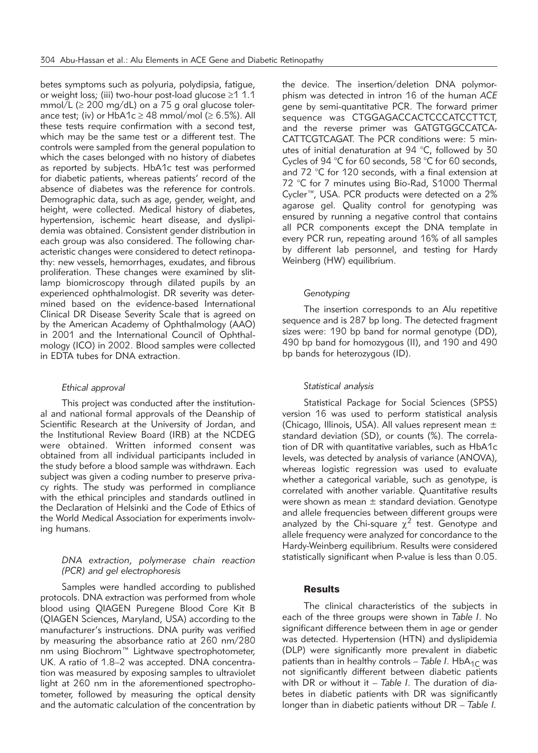betes symptoms such as polyuria, polydipsia, fatigue, or weight loss; (iii) two-hour post-load glucose ≥1 1.1 mmol/L (≥ 200 mg/dL) on a 75 g oral glucose tolerance test; (iv) or HbA1c ≥ 48 mmol/mol (≥ 6.5%). All these tests require confirmation with a second test, which may be the same test or a different test. The controls were sampled from the general population to which the cases belonged with no history of diabetes as reported by subjects. HbA1c test was performed for diabetic patients, whereas patients' record of the absence of diabetes was the reference for controls. Demographic data, such as age, gender, weight, and height, were collected. Medical history of diabetes, hypertension, ischemic heart disease, and dyslipidemia was obtained. Consistent gender distribution in each group was also considered. The following characteristic changes were considered to detect retinopathy: new vessels, hemorrhages, exudates, and fibrous proliferation. These changes were examined by slit-lamp biomicroscopy through dilated pupils by an experienced ophthalmologist. DR severity was determined based on the evidence-based International Clinical DR Disease Severity Scale that is agreed on by the American Academy of Ophthalmology (AAO) in 2001 and the International Council of Ophthalmology (ICO) in 2002. Blood samples were collected in EDTA tubes for DNA extraction.

### *Ethical approval*

This project was conducted after the institutional and national formal approvals of the Deanship of Scientific Research at the University of Jordan, and the Institutional Review Board (IRB) at the NCDEG were obtained. Written informed consent was obtained from all individual participants included in the study before a blood sample was withdrawn. Each subject was given a coding number to preserve privacy rights. The study was performed in compliance with the ethical principles and standards outlined in the Declaration of Helsinki and the Code of Ethics of the World Medical Association for experiments involving humans.

### *DNA extraction, polymerase chain reaction (PCR) and gel electrophoresis*

Samples were handled according to published protocols. DNA extraction was performed from whole blood using QIAGEN Puregene Blood Core Kit B (QIAGEN Sciences, Maryland, USA) according to the manufacturer's instructions. DNA purity was verified by measuring the absorbance ratio at 260 nm/280 nm using Biochrom™ Lightwave spectrophotometer, UK. A ratio of 1.8–2 was accepted. DNA concentration was measured by exposing samples to ultraviolet light at 260 nm in the aforementioned spectrophotometer, followed by measuring the optical density and the automatic calculation of the concentration by the device. The insertion/deletion DNA polymorphism was detected in intron 16 of the human *ACE* gene by semi-quantitative PCR. The forward primer sequence was CTGGAGACCACTCCCATCCTTCT, and the reverse primer was GATGTGGCCATCACATTCGTCAGAT. The PCR conditions were: 5 minutes of initial denaturation at 94 °C, followed by 30 Cycles of 94 °C for 60 seconds, 58 °C for 60 seconds, and 72 °C for 120 seconds, with a final extension at 72 °C for 7 minutes using Bio-Rad, S1000 Thermal Cycler™, USA. PCR products were detected on a 2% agarose gel. Quality control for genotyping was ensured by running a negative control that contains all PCR components except the DNA template in every PCR run, repeating around 16% of all samples by different lab personnel, and testing for Hardy Weinberg (HW) equilibrium.

### *Genotyping*

The insertion corresponds to an Alu repetitive sequence and is 287 bp long. The detected fragment sizes were: 190 bp band for normal genotype (DD), 490 bp band for homozygous (II), and 190 and 490 bp bands for heterozygous (ID).

### *Statistical analysis*

Statistical Package for Social Sciences (SPSS) version 16 was used to perform statistical analysis (Chicago, Illinois, USA). All values represent mean ± standard deviation (SD), or counts (%). The correlation of DR with quantitative variables, such as HbA1c levels, was detected by analysis of variance (ANOVA), whereas logistic regression was used to evaluate whether a categorical variable, such as genotype, is correlated with another variable. Quantitative results were shown as mean ± standard deviation. Genotype and allele frequencies between different groups were analyzed by the Chi-square $\chi^2$ test. Genotype and allele frequency were analyzed for concordance to the Hardy-Weinberg equilibrium. Results were considered statistically significant when P-value is less than 0.05.

## Results

The clinical characteristics of the subjects in each of the three groups were shown in *Table I*. No significant difference between them in age or gender was detected. Hypertension (HTN) and dyslipidemia (DLP) were significantly more prevalent in diabetic patients than in healthy controls – *Table I*. $HbA_{1C}$ was not significantly different between diabetic patients with DR or without it – *Table I*. The duration of diabetes in diabetic patients with DR was significantly longer than in diabetic patients without DR – *Table I*.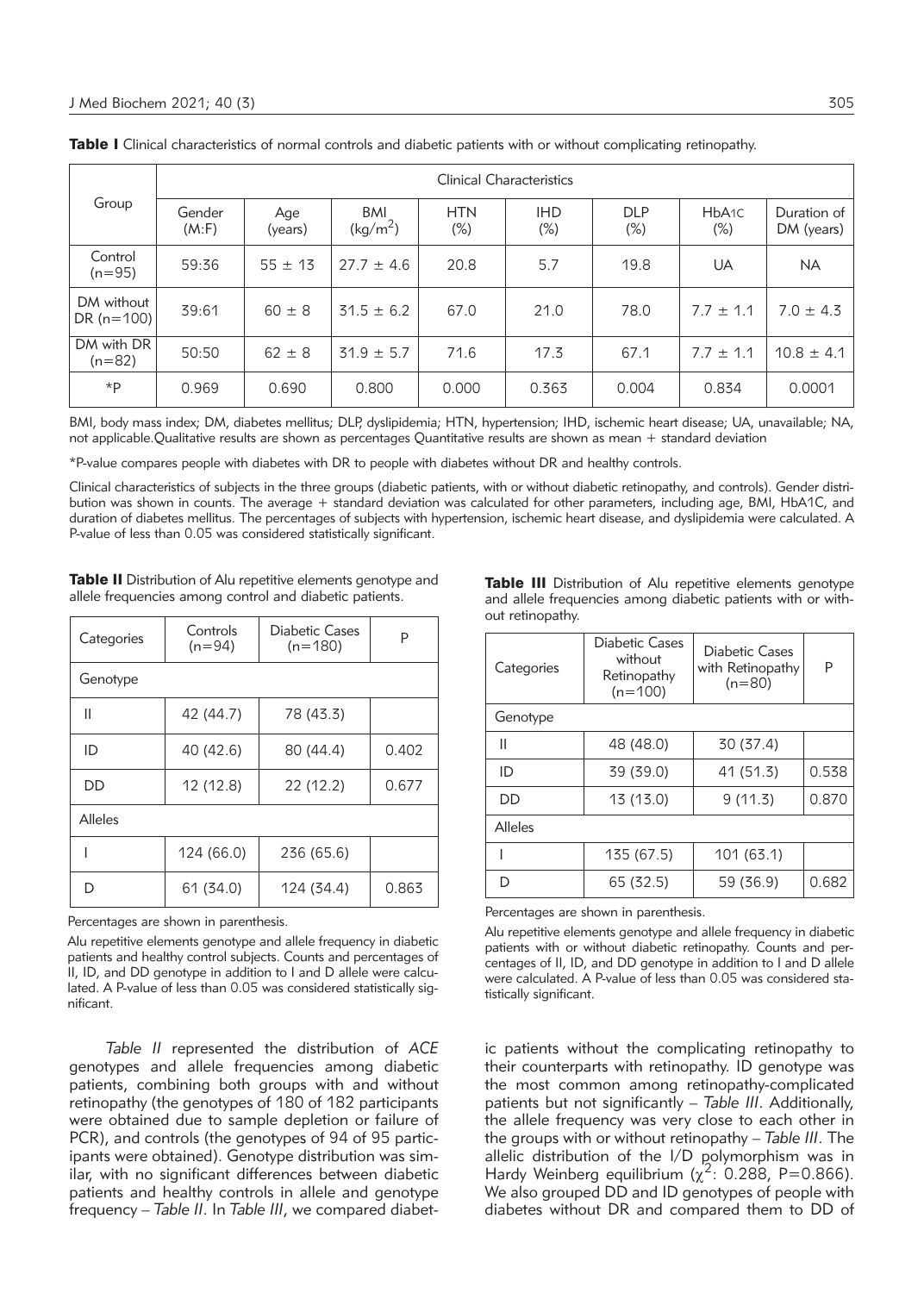**Table I** Clinical characteristics of normal controls and diabetic patients with or without complicating retinopathy.

| Group | Clinical Characteristics | | | | | | | |
|---|---|---|---|---|---|---|---|---|
| | Gender (M:F) | Age (years) | BMI ($kg/m^2$) | HTN (%) | IHD (%) | DLP (%) | $HbA_{1C}$ (%) | Duration of DM (years) |
| Control (n=95) | 59:36 | 55 ± 13 | 27.7 ± 4.6 | 20.8 | 5.7 | 19.8 | UA | NA |
| DM without DR (n=100) | 39:61 | 60 ± 8 | 31.5 ± 6.2 | 67.0 | 21.0 | 78.0 | 7.7 ± 1.1 | 7.0 ± 4.3 |
| DM with DR (n=82) | 50:50 | 62 ± 8 | 31.9 ± 5.7 | 71.6 | 17.3 | 67.1 | 7.7 ± 1.1 | 10.8 ± 4.1 |
| *P | 0.969 | 0.690 | 0.800 | 0.000 | 0.363 | 0.004 | 0.834 | 0.0001 |

BMI, body mass index; DM, diabetes mellitus; DLP, dyslipidemia; HTN, hypertension; IHD, ischemic heart disease; UA, unavailable; NA, not applicable.Qualitative results are shown as percentages Quantitative results are shown as mean + standard deviation

*P-value compares people with diabetes with DR to people with diabetes without DR and healthy controls.

Clinical characteristics of subjects in the three groups (diabetic patients, with or without diabetic retinopathy, and controls). Gender distribution was shown in counts. The average + standard deviation was calculated for other parameters, including age, BMI, HbA1C, and duration of diabetes mellitus. The percentages of subjects with hypertension, ischemic heart disease, and dyslipidemia were calculated. A P-value of less than 0.05 was considered statistically significant.

**Table II** Distribution of Alu repetitive elements genotype and allele frequencies among control and diabetic patients.

| Categories | Controls (n=94) | Diabetic Cases (n=180) | P |
|---|---|---|---|
| Genotype | | | |
| II | 42 (44.7) | 78 (43.3) | |
| ID | 40 (42.6) | 80 (44.4) | 0.402 |
| DD | 12 (12.8) | 22 (12.2) | 0.677 |
| Alleles | | | |
| I | 124 (66.0) | 236 (65.6) | |
| D | 61 (34.0) | 124 (34.4) | 0.863 |

Percentages are shown in parenthesis.

Alu repetitive elements genotype and allele frequency in diabetic patients and healthy control subjects. Counts and percentages of II, ID, and DD genotype in addition to I and D allele were calculated. A P-value of less than 0.05 was considered statistically significant.

**Table III** Distribution of Alu repetitive elements genotype and allele frequencies among diabetic patients with or without retinopathy.

| Categories | Diabetic Cases without Retinopathy (n=100) | Diabetic Cases with Retinopathy (n=80) | P |
|---|---|---|---|
| Genotype | | | |
| II | 48 (48.0) | 30 (37.4) | |
| ID | 39 (39.0) | 41 (51.3) | 0.538 |
| DD | 13 (13.0) | 9 (11.3) | 0.870 |
| Alleles | | | |
| I | 135 (67.5) | 101 (63.1) | |
| D | 65 (32.5) | 59 (36.9) | 0.682 |

Percentages are shown in parenthesis.

Alu repetitive elements genotype and allele frequency in diabetic patients with or without diabetic retinopathy. Counts and percentages of II, ID, and DD genotype in addition to I and D allele were calculated. A P-value of less than 0.05 was considered statistically significant.

*Table II* represented the distribution of *ACE* genotypes and allele frequencies among diabetic patients, combining both groups with and without retinopathy (the genotypes of 180 of 182 participants were obtained due to sample depletion or failure of PCR), and controls (the genotypes of 94 of 95 participants were obtained). Genotype distribution was similar, with no significant differences between diabetic patients and healthy controls in allele and genotype frequency – *Table II*. In *Table III*, we compared diabetic patients without the complicating retinopathy to their counterparts with retinopathy. ID genotype was the most common among retinopathy-complicated patients but not significantly – *Table III*. Additionally, the allele frequency was very close to each other in the groups with or without retinopathy – *Table III*. The allelic distribution of the I/D polymorphism was in Hardy Weinberg equilibrium ($\chi^2$: 0.288, P=0.866). We also grouped DD and ID genotypes of people with diabetes without DR and compared them to DD of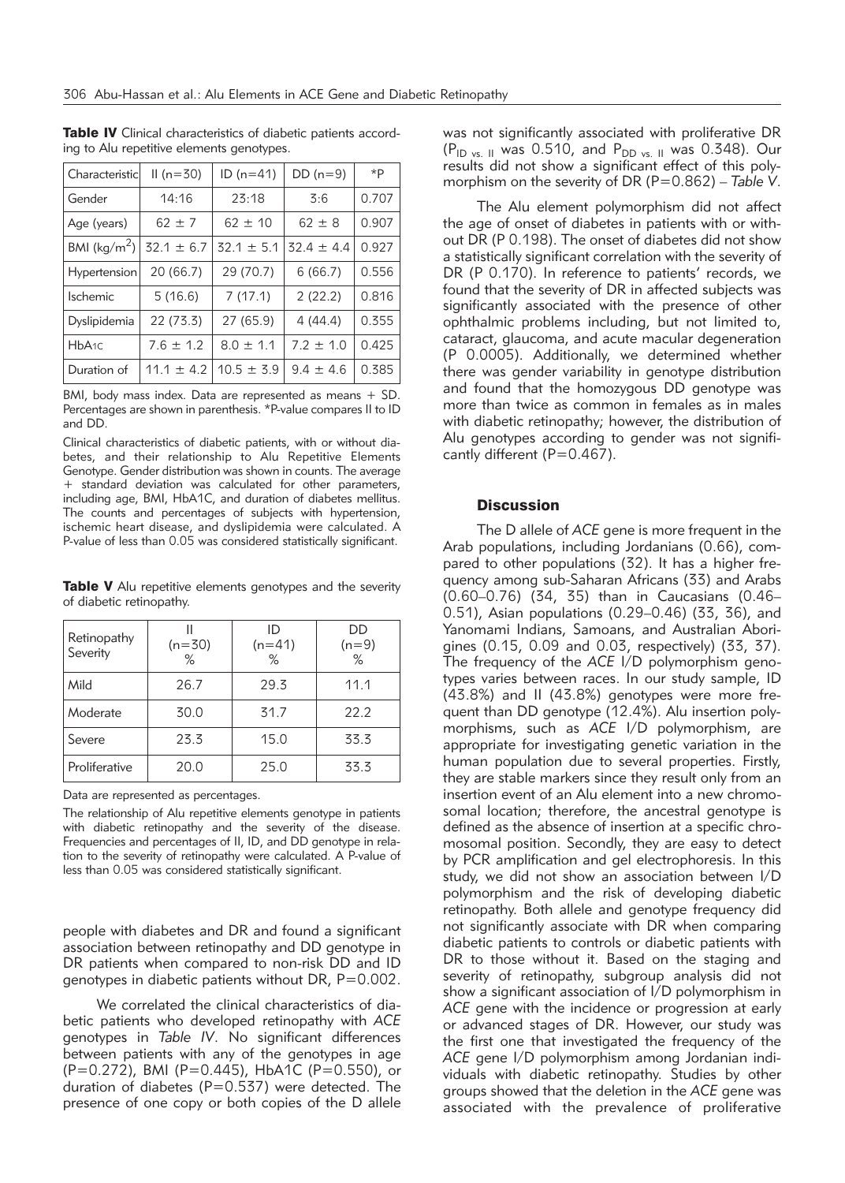**Table IV** Clinical characteristics of diabetic patients according to Alu repetitive elements genotypes.

| Characteristic | II (n=30) | ID (n=41) | DD (n=9) | *P |
|---|---|---|---|---|
| Gender | 14:16 | 23:18 | 3:6 | 0.707 |
| Age (years) | 62 ± 7 | 62 ± 10 | 62 ± 8 | 0.907 |
| BMI (kg/m$^2$) | 32.1 ± 6.7 | 32.1 ± 5.1 | 32.4 ± 4.4 | 0.927 |
| Hypertension | 20 (66.7) | 29 (70.7) | 6 (66.7) | 0.556 |
| Ischemic | 5 (16.6) | 7 (17.1) | 2 (22.2) | 0.816 |
| Dyslipidemia | 22 (73.3) | 27 (65.9) | 4 (44.4) | 0.355 |
| HbA1C | 7.6 ± 1.2 | 8.0 ± 1.1 | 7.2 ± 1.0 | 0.425 |
| Duration of | 11.1 ± 4.2 | 10.5 ± 3.9 | 9.4 ± 4.6 | 0.385 |

BMI, body mass index. Data are represented as means + SD. Percentages are shown in parenthesis. *P-value compares II to ID and DD.

Clinical characteristics of diabetic patients, with or without diabetes, and their relationship to Alu Repetitive Elements Genotype. Gender distribution was shown in counts. The average + standard deviation was calculated for other parameters, including age, BMI, HbA1C, and duration of diabetes mellitus. The counts and percentages of subjects with hypertension, ischemic heart disease, and dyslipidemia were calculated. A P-value of less than 0.05 was considered statistically significant.

**Table V** Alu repetitive elements genotypes and the severity of diabetic retinopathy.

| Retinopathy Severity | II (n=30) % | ID (n=41) % | DD (n=9) % |
|---|---|---|---|
| Mild | 26.7 | 29.3 | 11.1 |
| Moderate | 30.0 | 31.7 | 22.2 |
| Severe | 23.3 | 15.0 | 33.3 |
| Proliferative | 20.0 | 25.0 | 33.3 |

Data are represented as percentages.

The relationship of Alu repetitive elements genotype in patients with diabetic retinopathy and the severity of the disease. Frequencies and percentages of II, ID, and DD genotype in relation to the severity of retinopathy were calculated. A P-value of less than 0.05 was considered statistically significant.

people with diabetes and DR and found a significant association between retinopathy and DD genotype in DR patients when compared to non-risk DD and ID genotypes in diabetic patients without DR, P=0.002.

We correlated the clinical characteristics of diabetic patients who developed retinopathy with *ACE* genotypes in *Table IV*. No significant differences between patients with any of the genotypes in age (P=0.272), BMI (P=0.445), HbA1C (P=0.550), or duration of diabetes (P=0.537) were detected. The presence of one copy or both copies of the D allele was not significantly associated with proliferative DR ($P_{ID\ vs.\ II}$ was 0.510, and $P_{DD\ vs.\ II}$ was 0.348). Our results did not show a significant effect of this polymorphism on the severity of DR (P=0.862) – *Table V*.

The Alu element polymorphism did not affect the age of onset of diabetes in patients with or without DR (P 0.198). The onset of diabetes did not show a statistically significant correlation with the severity of DR (P 0.170). In reference to patients' records, we found that the severity of DR in affected subjects was significantly associated with the presence of other ophthalmic problems including, but not limited to, cataract, glaucoma, and acute macular degeneration (P 0.0005). Additionally, we determined whether there was gender variability in genotype distribution and found that the homozygous DD genotype was more than twice as common in females as in males with diabetic retinopathy; however, the distribution of Alu genotypes according to gender was not significantly different (P=0.467).

## Discussion

The D allele of *ACE* gene is more frequent in the Arab populations, including Jordanians (0.66), compared to other populations (32). It has a higher frequency among sub-Saharan Africans (33) and Arabs (0.60–0.76) (34, 35) than in Caucasians (0.46–0.51), Asian populations (0.29–0.46) (33, 36), and Yanomami Indians, Samoans, and Australian Aborigines (0.15, 0.09 and 0.03, respectively) (33, 37). The frequency of the *ACE* I/D polymorphism genotypes varies between races. In our study sample, ID (43.8%) and II (43.8%) genotypes were more frequent than DD genotype (12.4%). Alu insertion polymorphisms, such as *ACE* I/D polymorphism, are appropriate for investigating genetic variation in the human population due to several properties. Firstly, they are stable markers since they result only from an insertion event of an Alu element into a new chromosomal location; therefore, the ancestral genotype is defined as the absence of insertion at a specific chromosomal position. Secondly, they are easy to detect by PCR amplification and gel electrophoresis. In this study, we did not show an association between I/D polymorphism and the risk of developing diabetic retinopathy. Both allele and genotype frequency did not significantly associate with DR when comparing diabetic patients to controls or diabetic patients with DR to those without it. Based on the staging and severity of retinopathy, subgroup analysis did not show a significant association of I/D polymorphism in *ACE* gene with the incidence or progression at early or advanced stages of DR. However, our study was the first one that investigated the frequency of the *ACE* gene I/D polymorphism among Jordanian individuals with diabetic retinopathy. Studies by other groups showed that the deletion in the *ACE* gene was associated with the prevalence of proliferative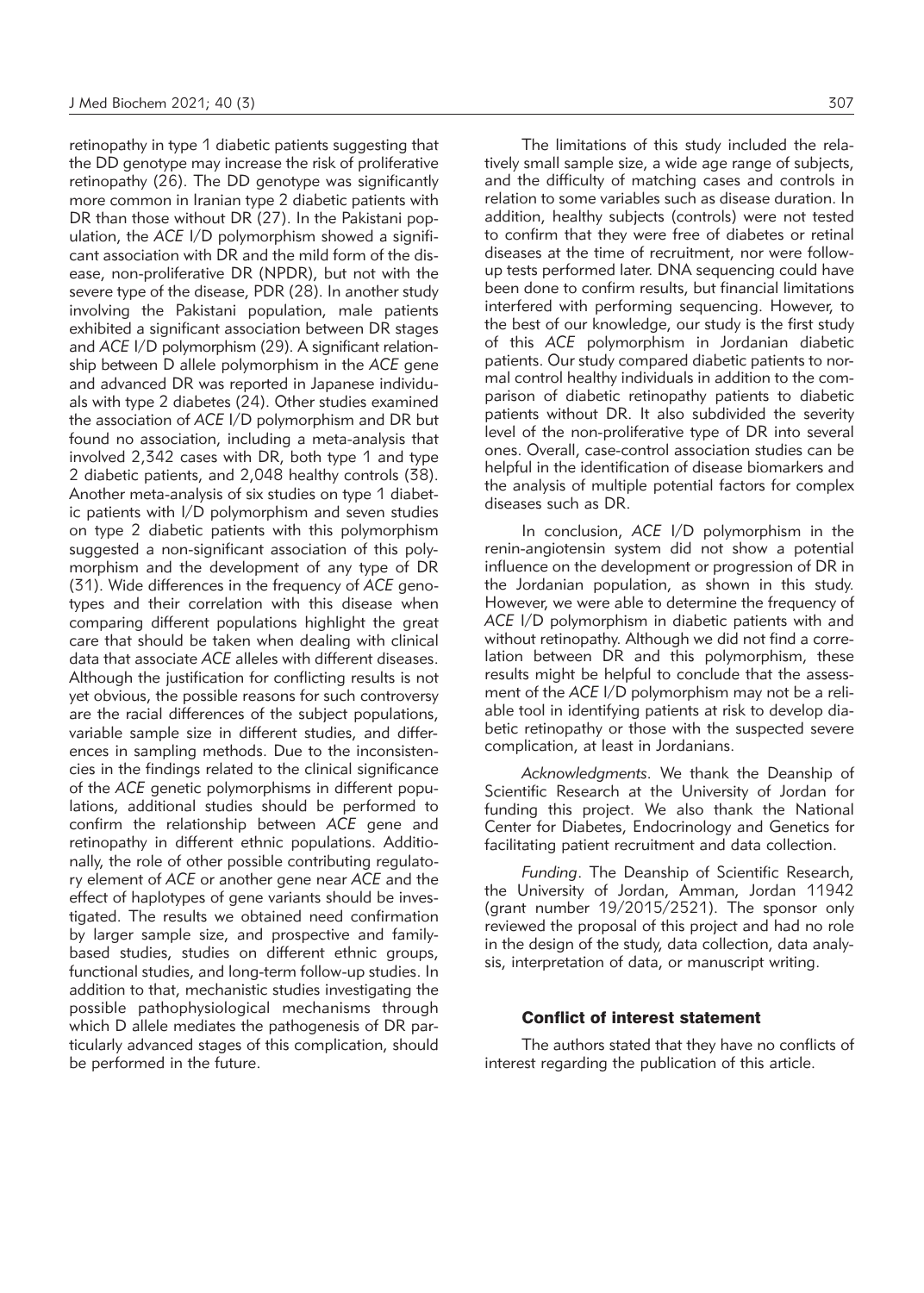retinopathy in type 1 diabetic patients suggesting that the DD genotype may increase the risk of proliferative retinopathy (26). The DD genotype was significantly more common in Iranian type 2 diabetic patients with DR than those without DR (27). In the Pakistani population, the *ACE* I/D polymorphism showed a significant association with DR and the mild form of the disease, non-proliferative DR (NPDR), but not with the severe type of the disease, PDR (28). In another study involving the Pakistani population, male patients exhibited a significant association between DR stages and *ACE* I/D polymorphism (29). A significant relationship between D allele polymorphism in the *ACE* gene and advanced DR was reported in Japanese individuals with type 2 diabetes (24). Other studies examined the association of *ACE* I/D polymorphism and DR but found no association, including a meta-analysis that involved 2,342 cases with DR, both type 1 and type 2 diabetic patients, and 2,048 healthy controls (38). Another meta-analysis of six studies on type 1 diabetic patients with I/D polymorphism and seven studies on type 2 diabetic patients with this polymorphism suggested a non-significant association of this polymorphism and the development of any type of DR (31). Wide differences in the frequency of *ACE* genotypes and their correlation with this disease when comparing different populations highlight the great care that should be taken when dealing with clinical data that associate *ACE* alleles with different diseases. Although the justification for conflicting results is not yet obvious, the possible reasons for such controversy are the racial differences of the subject populations, variable sample size in different studies, and differences in sampling methods. Due to the inconsistencies in the findings related to the clinical significance of the *ACE* genetic polymorphisms in different populations, additional studies should be performed to confirm the relationship between *ACE* gene and retinopathy in different ethnic populations. Additionally, the role of other possible contributing regulatory element of *ACE* or another gene near *ACE* and the effect of haplotypes of gene variants should be investigated. The results we obtained need confirmation by larger sample size, and prospective and family-based studies, studies on different ethnic groups, functional studies, and long-term follow-up studies. In addition to that, mechanistic studies investigating the possible pathophysiological mechanisms through which D allele mediates the pathogenesis of DR particularly advanced stages of this complication, should be performed in the future.

The limitations of this study included the relatively small sample size, a wide age range of subjects, and the difficulty of matching cases and controls in relation to some variables such as disease duration. In addition, healthy subjects (controls) were not tested to confirm that they were free of diabetes or retinal diseases at the time of recruitment, nor were follow-up tests performed later. DNA sequencing could have been done to confirm results, but financial limitations interfered with performing sequencing. However, to the best of our knowledge, our study is the first study of this *ACE* polymorphism in Jordanian diabetic patients. Our study compared diabetic patients to normal control healthy individuals in addition to the comparison of diabetic retinopathy patients to diabetic patients without DR. It also subdivided the severity level of the non-proliferative type of DR into several ones. Overall, case-control association studies can be helpful in the identification of disease biomarkers and the analysis of multiple potential factors for complex diseases such as DR.

In conclusion, *ACE* I/D polymorphism in the renin-angiotensin system did not show a potential influence on the development or progression of DR in the Jordanian population, as shown in this study. However, we were able to determine the frequency of *ACE* I/D polymorphism in diabetic patients with and without retinopathy. Although we did not find a correlation between DR and this polymorphism, these results might be helpful to conclude that the assessment of the *ACE* I/D polymorphism may not be a reliable tool in identifying patients at risk to develop diabetic retinopathy or those with the suspected severe complication, at least in Jordanians.

*Acknowledgments*. We thank the Deanship of Scientific Research at the University of Jordan for funding this project. We also thank the National Center for Diabetes, Endocrinology and Genetics for facilitating patient recruitment and data collection.

*Funding*. The Deanship of Scientific Research, the University of Jordan, Amman, Jordan 11942 (grant number 19/2015/2521). The sponsor only reviewed the proposal of this project and had no role in the design of the study, data collection, data analysis, interpretation of data, or manuscript writing.

## Conflict of interest statement

The authors stated that they have no conflicts of interest regarding the publication of this article.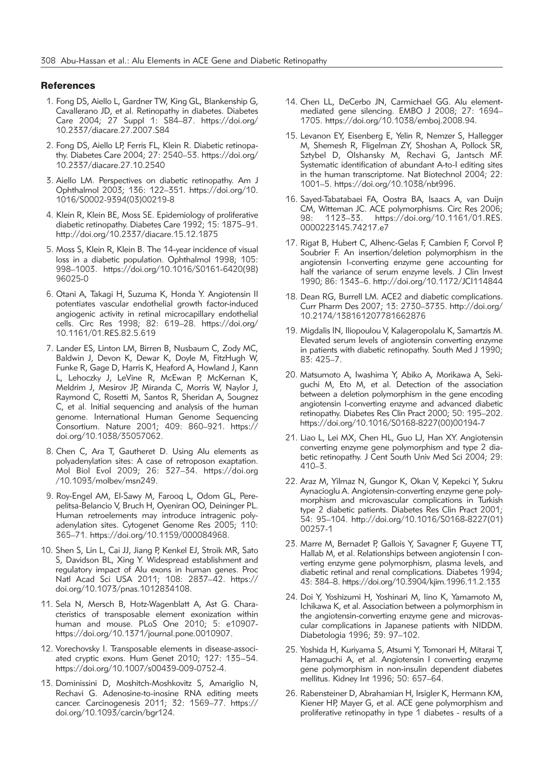## References

1. Fong DS, Aiello L, Gardner TW, King GL, Blankenship G, Cavallerano JD, et al. Retinopathy in diabetes. Diabetes Care 2004; 27 Suppl 1: S84–87. https://doi.org/10.2337/diacare.27.2007.S84

2. Fong DS, Aiello LP, Ferris FL, Klein R. Diabetic retinopathy. Diabetes Care 2004; 27: 2540–53. https://doi.org/10.2337/diacare.27.10.2540

3. Aiello LM. Perspectives on diabetic retinopathy. Am J Ophthalmol 2003; 136: 122–351. https://doi.org/10.1016/S0002-9394(03)00219-8

4. Klein R, Klein BE, Moss SE. Epidemiology of proliferative diabetic retinopathy. Diabetes Care 1992; 15: 1875–91. http://doi.org/10.2337/diacare.15.12.1875

5. Moss S, Klein R, Klein B. The 14-year incidence of visual loss in a diabetic population. Ophthalmol 1998; 105: 998–1003. https://doi.org/10.1016/S0161-6420(98)96025-0

6. Otani A, Takagi H, Suzuma K, Honda Y. Angiotensin II potentiates vascular endothelial growth factor-induced angiogenic activity in retinal microcapillary endothelial cells. Circ Res 1998; 82: 619–28. https://doi.org/10.1161/01.RES.82.5.619

7. Lander ES, Linton LM, Birren B, Nusbaum C, Zody MC, Baldwin J, Devon K, Dewar K, Doyle M, FitzHugh W, Funke R, Gage D, Harris K, Heaford A, Howland J, Kann L, Lehoczky J, LeVine R, McEwan P, McKernan K, Meldrim J, Mesirov JP, Miranda C, Morris W, Naylor J, Raymond C, Rosetti M, Santos R, Sheridan A, Sougnez C, et al. Initial sequencing and analysis of the human genome. International Human Genome Sequencing Consortium. Nature 2001; 409: 860–921. https://doi.org/10.1038/35057062.

8. Chen C, Ara T, Gautheret D. Using Alu elements as polyadenylation sites: A case of retroposon exaptation. Mol Biol Evol 2009; 26: 327–34. https://doi.org/10.1093/molbev/msn249.

9. Roy-Engel AM, El-Sawy M, Farooq L, Odom GL, Perepelitsa-Belancio V, Bruch H, Oyeniran OO, Deininger PL. Human retroelements may introduce intragenic polyadenylation sites. Cytogenet Genome Res 2005; 110: 365–71. https://doi.org/10.1159/000084968.

10. Shen S, Lin L, Cai JJ, Jiang P, Kenkel EJ, Stroik MR, Sato S, Davidson BL, Xing Y. Widespread establishment and regulatory impact of Alu exons in human genes. Proc Natl Acad Sci USA 2011; 108: 2837–42. https://doi.org/10.1073/pnas.1012834108.

11. Sela N, Mersch B, Hotz-Wagenblatt A, Ast G. Characteristics of transposable element exonization within human and mouse. PLoS One 2010; 5: e10907-https://doi.org/10.1371/journal.pone.0010907.

12. Vorechovsky I. Transposable elements in disease-associated cryptic exons. Hum Genet 2010; 127: 135–54. https://doi.org/10.1007/s00439-009-0752-4.

13. Dominissini D, Moshitch-Moshkovitz S, Amariglio N, Rechavi G. Adenosine-to-inosine RNA editing meets cancer. Carcinogenesis 2011; 32: 1569–77. https://doi.org/10.1093/carcin/bgr124.

14. Chen LL, DeCerbo JN, Carmichael GG. Alu element-mediated gene silencing. EMBO J 2008; 27: 1694–1705. https://doi.org/10.1038/emboj.2008.94.

15. Levanon EY, Eisenberg E, Yelin R, Nemzer S, Hallegger M, Shemesh R, Fligelman ZY, Shoshan A, Pollock SR, Sztybel D, Olshansky M, Rechavi G, Jantsch MF. Systematic identification of abundant A-to-I editing sites in the human transcriptome. Nat Biotechnol 2004; 22: 1001–5. https://doi.org/10.1038/nbt996.

16. Sayed-Tabatabaei FA, Oostra BA, Isaacs A, van Duijn CM, Witteman JC. ACE polymorphisms. Circ Res 2006; 98: 1123–33. https://doi.org/10.1161/01.RES.0000223145.74217.e7

17. Rigat B, Hubert C, Alhenc-Gelas F, Cambien F, Corvol P, Soubrier F. An insertion/deletion polymorphism in the angiotensin I-converting enzyme gene accounting for half the variance of serum enzyme levels. J Clin Invest 1990; 86: 1343–6. http://doi.org/10.1172/JCI114844

18. Dean RG, Burrell LM. ACE2 and diabetic complications. Curr Pharm Des 2007; 13: 2730–3735. http://doi.org/10.2174/138161207781662876

19. Migdalis IN, Iliopoulou V, Kalageropolalu K, Samartzis M. Elevated serum levels of angiotensin converting enzyme in patients with diabetic retinopathy. South Med J 1990; 83: 425–7.

20. Matsumoto A, Iwashima Y, Abiko A, Morikawa A, Sekiguchi M, Eto M, et al. Detection of the association between a deletion polymorphism in the gene encoding angiotensin I-converting enzyme and advanced diabetic retinopathy. Diabetes Res Clin Pract 2000; 50: 195–202. https://doi.org/10.1016/S0168-8227(00)00194-7

21. Liao L, Lei MX, Chen HL, Guo LJ, Han XY. Angiotensin converting enzyme gene polymorphism and type 2 diabetic retinopathy. J Cent South Univ Med Sci 2004; 29: 410–3.

22. Araz M, Yilmaz N, Gungor K, Okan V, Kepekci Y, Sukru Aynacioglu A. Angiotensin-converting enzyme gene polymorphism and microvascular complications in Turkish type 2 diabetic patients. Diabetes Res Clin Pract 2001; 54: 95–104. http://doi.org/10.1016/S0168-8227(01)00257-1

23. Marre M, Bernadet P, Gallois Y, Savagner F, Guyene TT, Hallab M, et al. Relationships between angiotensin I converting enzyme gene polymorphism, plasma levels, and diabetic retinal and renal complications. Diabetes 1994; 43: 384–8. https://doi.org/10.3904/kjim.1996.11.2.133

24. Doi Y, Yoshizumi H, Yoshinari M, Iino K, Yamamoto M, Ichikawa K, et al. Association between a polymorphism in the angiotensin-converting enzyme gene and microvascular complications in Japanese patients with NIDDM. Diabetologia 1996; 39: 97–102.

25. Yoshida H, Kuriyama S, Atsumi Y, Tomonari H, Mitarai T, Hamaguchi A, et al. Angiotensin I converting enzyme gene polymorphism in non-insulin dependent diabetes mellitus. Kidney Int 1996; 50: 657–64.

26. Rabensteiner D, Abrahamian H, Irsigler K, Hermann KM, Kiener HP, Mayer G, et al. ACE gene polymorphism and proliferative retinopathy in type 1 diabetes - results of a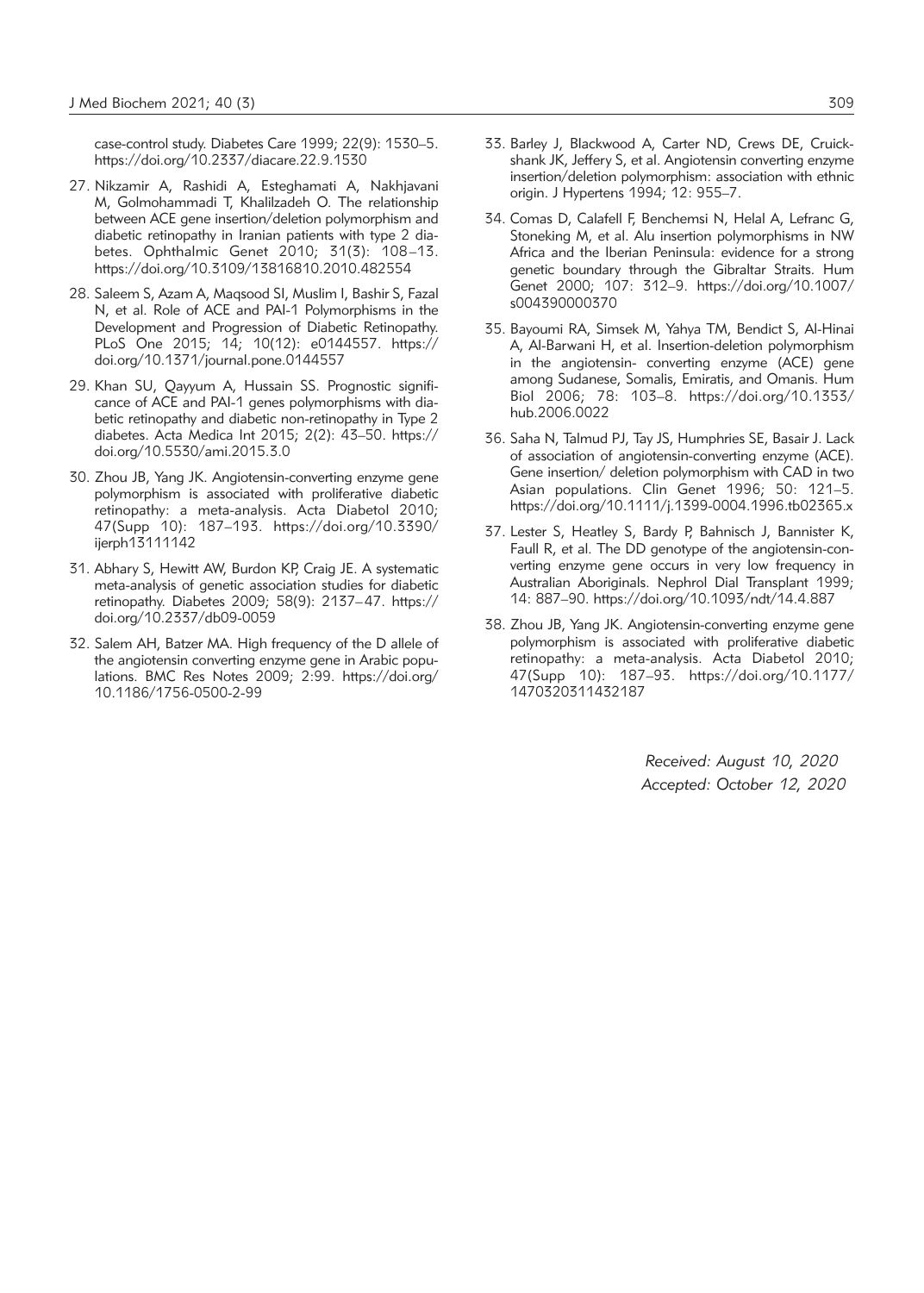case-control study. Diabetes Care 1999; 22(9): 1530–5. https://doi.org/10.2337/diacare.22.9.1530

27. Nikzamir A, Rashidi A, Esteghamati A, Nakhjavani M, Golmohammadi T, Khalilzadeh O. The relationship between ACE gene insertion/deletion polymorphism and diabetic retinopathy in Iranian patients with type 2 diabetes. Ophthalmic Genet 2010; 31(3): 108–13. https://doi.org/10.3109/13816810.2010.482554
28. Saleem S, Azam A, Maqsood SI, Muslim I, Bashir S, Fazal N, et al. Role of ACE and PAI-1 Polymorphisms in the Development and Progression of Diabetic Retinopathy. PLoS One 2015; 14; 10(12): e0144557. https://doi.org/10.1371/journal.pone.0144557
29. Khan SU, Qayyum A, Hussain SS. Prognostic significance of ACE and PAI-1 genes polymorphisms with diabetic retinopathy and diabetic non-retinopathy in Type 2 diabetes. Acta Medica Int 2015; 2(2): 43–50. https://doi.org/10.5530/ami.2015.3.0
30. Zhou JB, Yang JK. Angiotensin-converting enzyme gene polymorphism is associated with proliferative diabetic retinopathy: a meta-analysis. Acta Diabetol 2010; 47(Supp 10): 187–193. https://doi.org/10.3390/ijerph13111142
31. Abhary S, Hewitt AW, Burdon KP, Craig JE. A systematic meta-analysis of genetic association studies for diabetic retinopathy. Diabetes 2009; 58(9): 2137–47. https://doi.org/10.2337/db09-0059
32. Salem AH, Batzer MA. High frequency of the D allele of the angiotensin converting enzyme gene in Arabic populations. BMC Res Notes 2009; 2:99. https://doi.org/10.1186/1756-0500-2-99
33. Barley J, Blackwood A, Carter ND, Crews DE, Cruickshank JK, Jeffery S, et al. Angiotensin converting enzyme insertion/deletion polymorphism: association with ethnic origin. J Hypertens 1994; 12: 955–7.
34. Comas D, Calafell F, Benchemsi N, Helal A, Lefranc G, Stoneking M, et al. Alu insertion polymorphisms in NW Africa and the Iberian Peninsula: evidence for a strong genetic boundary through the Gibraltar Straits. Hum Genet 2000; 107: 312–9. https://doi.org/10.1007/s004390000370
35. Bayoumi RA, Simsek M, Yahya TM, Bendict S, Al-Hinai A, Al-Barwani H, et al. Insertion-deletion polymorphism in the angiotensin- converting enzyme (ACE) gene among Sudanese, Somalis, Emiratis, and Omanis. Hum Biol 2006; 78: 103–8. https://doi.org/10.1353/hub.2006.0022
36. Saha N, Talmud PJ, Tay JS, Humphries SE, Basair J. Lack of association of angiotensin-converting enzyme (ACE). Gene insertion/ deletion polymorphism with CAD in two Asian populations. Clin Genet 1996; 50: 121–5. https://doi.org/10.1111/j.1399-0004.1996.tb02365.x
37. Lester S, Heatley S, Bardy P, Bahnisch J, Bannister K, Faull R, et al. The DD genotype of the angiotensin-converting enzyme gene occurs in very low frequency in Australian Aboriginals. Nephrol Dial Transplant 1999; 14: 887–90. https://doi.org/10.1093/ndt/14.4.887
38. Zhou JB, Yang JK. Angiotensin-converting enzyme gene polymorphism is associated with proliferative diabetic retinopathy: a meta-analysis. Acta Diabetol 2010; 47(Supp 10): 187–93. https://doi.org/10.1177/1470320311432187

*Received: August 10, 2020*
*Accepted: October 12, 2020*